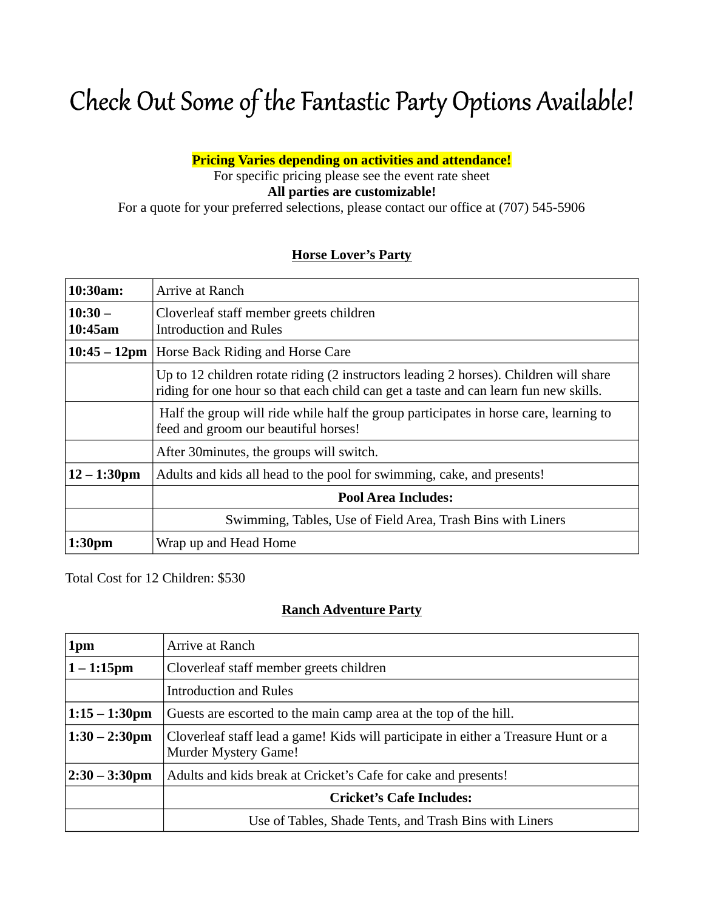# Check Out Some of the Fantastic Party Options Available!

**Pricing Varies depending on activities and attendance!**

For specific pricing please see the event rate sheet

**All parties are customizable!**

For a quote for your preferred selections, please contact our office at (707) 545-5906

### Horse Lover's Party

| | |
|---|---|
| **10:30am:** | Arrive at Ranch |
| **10:30 – 10:45am** | Cloverleaf staff member greets children<br>Introduction and Rules |
| **10:45 – 12pm** | Horse Back Riding and Horse Care |
| | Up to 12 children rotate riding (2 instructors leading 2 horses). Children will share riding for one hour so that each child can get a taste and can learn fun new skills. |
| | Half the group will ride while half the group participates in horse care, learning to feed and groom our beautiful horses! |
| | After 30minutes, the groups will switch. |
| **12 – 1:30pm** | Adults and kids all head to the pool for swimming, cake, and presents! |
| | **Pool Area Includes:** |
| | Swimming, Tables, Use of Field Area, Trash Bins with Liners |
| **1:30pm** | Wrap up and Head Home |

Total Cost for 12 Children: $530

### Ranch Adventure Party

| | |
|---|---|
| **1pm** | Arrive at Ranch |
| **1 – 1:15pm** | Cloverleaf staff member greets children |
| | Introduction and Rules |
| **1:15 – 1:30pm** | Guests are escorted to the main camp area at the top of the hill. |
| **1:30 – 2:30pm** | Cloverleaf staff lead a game! Kids will participate in either a Treasure Hunt or a Murder Mystery Game! |
| **2:30 – 3:30pm** | Adults and kids break at Cricket's Cafe for cake and presents! |
| | **Cricket's Cafe Includes:** |
| | Use of Tables, Shade Tents, and Trash Bins with Liners |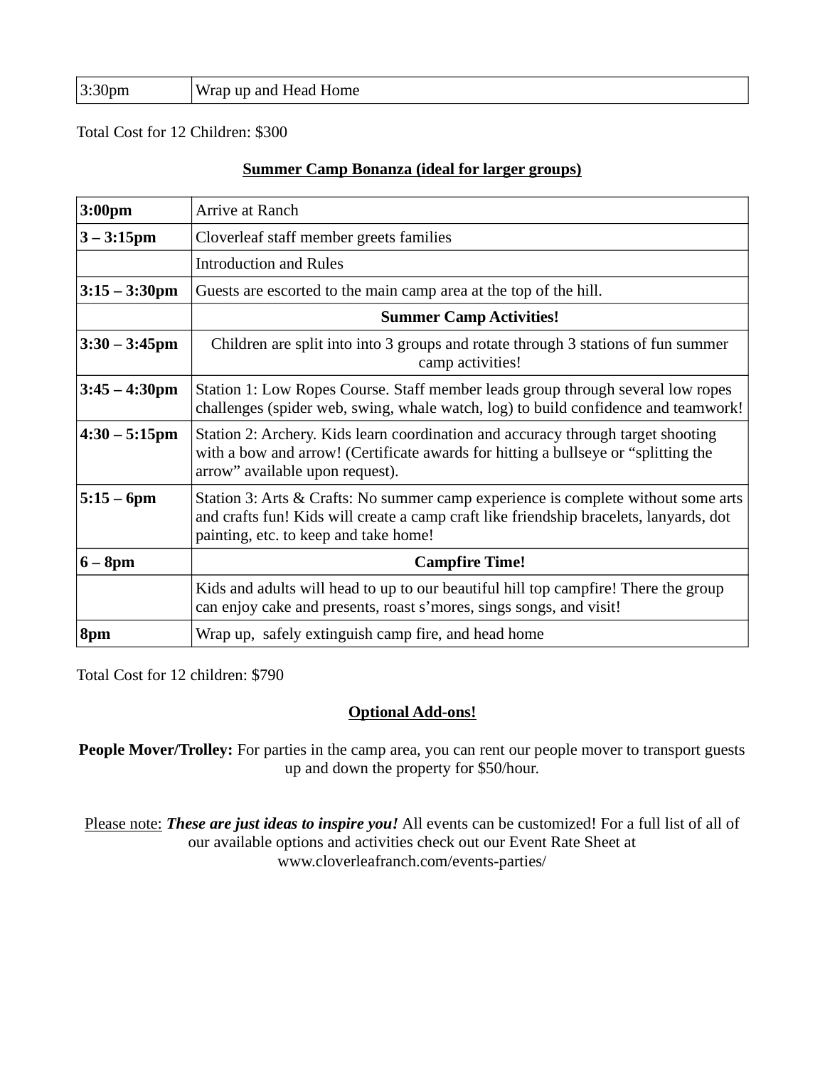| | |
|---|---|
| 3:30pm | Wrap up and Head Home |

Total Cost for 12 Children: $300

**Summer Camp Bonanza (ideal for larger groups)**

| | |
|---|---|
| **3:00pm** | Arrive at Ranch |
| **3 – 3:15pm** | Cloverleaf staff member greets families |
| | Introduction and Rules |
| **3:15 – 3:30pm** | Guests are escorted to the main camp area at the top of the hill. |
| | **Summer Camp Activities!** |
| **3:30 – 3:45pm** | Children are split into into 3 groups and rotate through 3 stations of fun summer camp activities! |
| **3:45 – 4:30pm** | Station 1: Low Ropes Course. Staff member leads group through several low ropes challenges (spider web, swing, whale watch, log) to build confidence and teamwork! |
| **4:30 – 5:15pm** | Station 2: Archery. Kids learn coordination and accuracy through target shooting with a bow and arrow! (Certificate awards for hitting a bullseye or "splitting the arrow" available upon request). |
| **5:15 – 6pm** | Station 3: Arts & Crafts: No summer camp experience is complete without some arts and crafts fun! Kids will create a camp craft like friendship bracelets, lanyards, dot painting, etc. to keep and take home! |
| **6 – 8pm** | **Campfire Time!** |
| | Kids and adults will head to up to our beautiful hill top campfire! There the group can enjoy cake and presents, roast s'mores, sings songs, and visit! |
| **8pm** | Wrap up, safely extinguish camp fire, and head home |

Total Cost for 12 children: $790

**Optional Add-ons!**

**People Mover/Trolley:** For parties in the camp area, you can rent our people mover to transport guests up and down the property for $50/hour.

Please note: ***These are just ideas to inspire you!*** All events can be customized! For a full list of all of our available options and activities check out our Event Rate Sheet at www.cloverleafranch.com/events-parties/